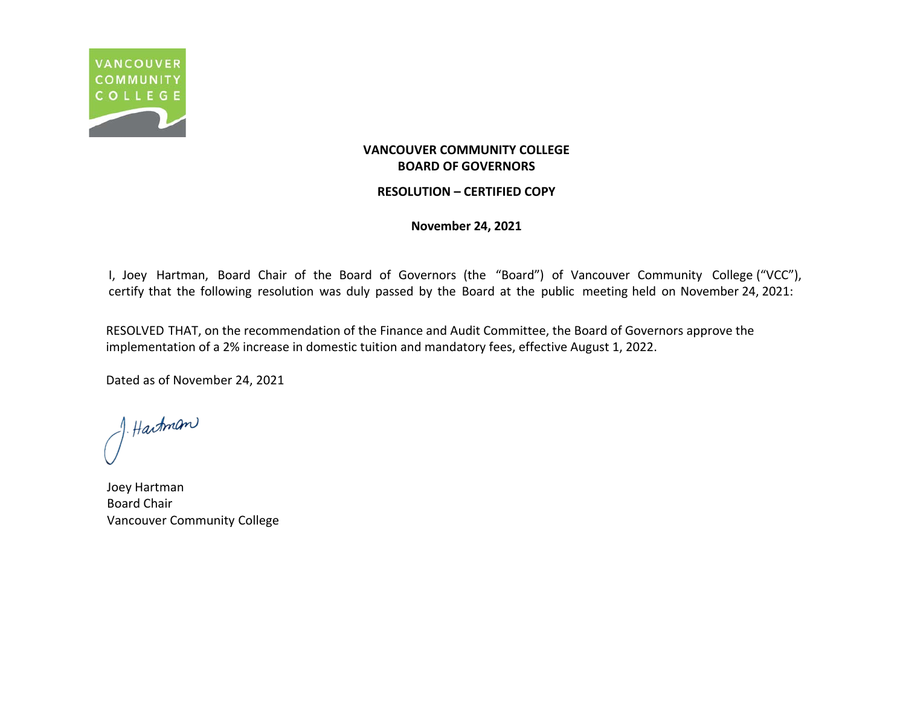**VANCOUVER COMMUNITY COLLEGE**
**BOARD OF GOVERNORS**

**RESOLUTION – CERTIFIED COPY**

**November 24, 2021**

I, Joey Hartman, Board Chair of the Board of Governors (the "Board") of Vancouver Community College ("VCC"), certify that the following resolution was duly passed by the Board at the public meeting held on November 24, 2021:

RESOLVED THAT, on the recommendation of the Finance and Audit Committee, the Board of Governors approve the implementation of a 2% increase in domestic tuition and mandatory fees, effective August 1, 2022.

Dated as of November 24, 2021

J. Hartman

Joey Hartman
Board Chair
Vancouver Community College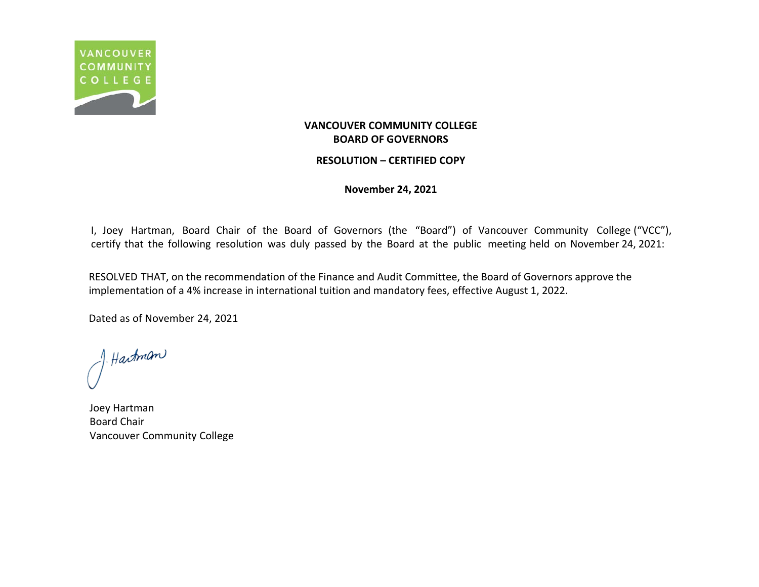VANCOUVER COMMUNITY COLLEGE

**VANCOUVER COMMUNITY COLLEGE**
**BOARD OF GOVERNORS**

**RESOLUTION – CERTIFIED COPY**

**November 24, 2021**

I, Joey Hartman, Board Chair of the Board of Governors (the "Board") of Vancouver Community College ("VCC"), certify that the following resolution was duly passed by the Board at the public meeting held on November 24, 2021:

RESOLVED THAT, on the recommendation of the Finance and Audit Committee, the Board of Governors approve the implementation of a 4% increase in international tuition and mandatory fees, effective August 1, 2022.

Dated as of November 24, 2021

J. Hartman

Joey Hartman
Board Chair
Vancouver Community College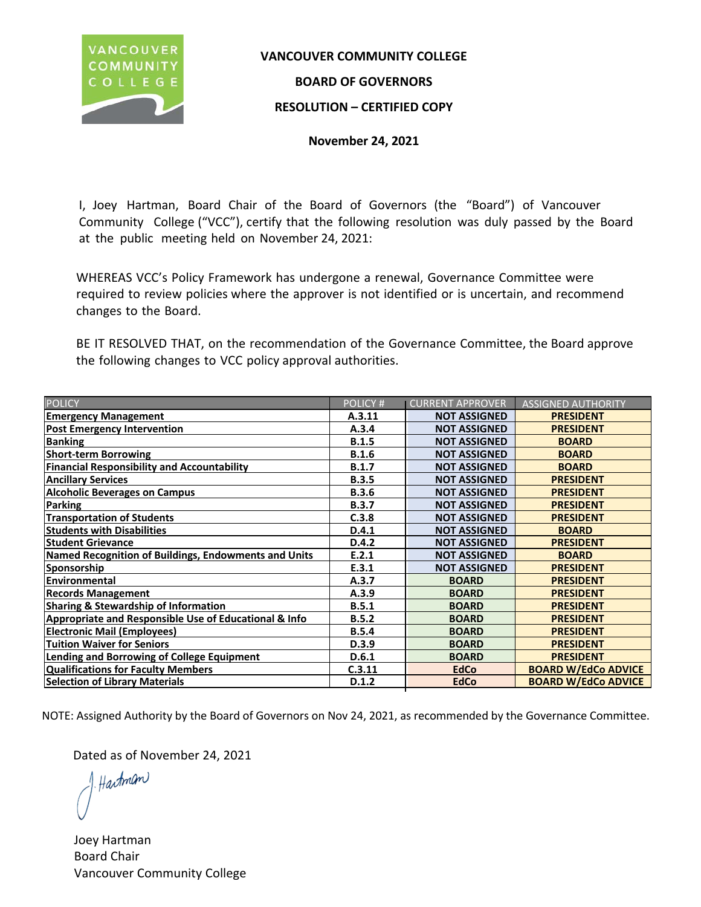# VANCOUVER COMMUNITY COLLEGE

## BOARD OF GOVERNORS

## RESOLUTION – CERTIFIED COPY

**November 24, 2021**

I, Joey Hartman, Board Chair of the Board of Governors (the "Board") of Vancouver Community College ("VCC"), certify that the following resolution was duly passed by the Board at the public meeting held on November 24, 2021:

WHEREAS VCC's Policy Framework has undergone a renewal, Governance Committee were required to review policies where the approver is not identified or is uncertain, and recommend changes to the Board.

BE IT RESOLVED THAT, on the recommendation of the Governance Committee, the Board approve the following changes to VCC policy approval authorities.

| POLICY | POLICY # | CURRENT APPROVER | ASSIGNED AUTHORITY |
|---|---|---|---|
| **Emergency Management** | **A.3.11** | **NOT ASSIGNED** | **PRESIDENT** |
| **Post Emergency Intervention** | **A.3.4** | **NOT ASSIGNED** | **PRESIDENT** |
| **Banking** | **B.1.5** | **NOT ASSIGNED** | **BOARD** |
| **Short-term Borrowing** | **B.1.6** | **NOT ASSIGNED** | **BOARD** |
| **Financial Responsibility and Accountability** | **B.1.7** | **NOT ASSIGNED** | **BOARD** |
| **Ancillary Services** | **B.3.5** | **NOT ASSIGNED** | **PRESIDENT** |
| **Alcoholic Beverages on Campus** | **B.3.6** | **NOT ASSIGNED** | **PRESIDENT** |
| **Parking** | **B.3.7** | **NOT ASSIGNED** | **PRESIDENT** |
| **Transportation of Students** | **C.3.8** | **NOT ASSIGNED** | **PRESIDENT** |
| **Students with Disabilities** | **D.4.1** | **NOT ASSIGNED** | **BOARD** |
| **Student Grievance** | **D.4.2** | **NOT ASSIGNED** | **PRESIDENT** |
| **Named Recognition of Buildings, Endowments and Units** | **E.2.1** | **NOT ASSIGNED** | **BOARD** |
| **Sponsorship** | **E.3.1** | **NOT ASSIGNED** | **PRESIDENT** |
| **Environmental** | **A.3.7** | **BOARD** | **PRESIDENT** |
| **Records Management** | **A.3.9** | **BOARD** | **PRESIDENT** |
| **Sharing & Stewardship of Information** | **B.5.1** | **BOARD** | **PRESIDENT** |
| **Appropriate and Responsible Use of Educational & Info** | **B.5.2** | **BOARD** | **PRESIDENT** |
| **Electronic Mail (Employees)** | **B.5.4** | **BOARD** | **PRESIDENT** |
| **Tuition Waiver for Seniors** | **D.3.9** | **BOARD** | **PRESIDENT** |
| **Lending and Borrowing of College Equipment** | **D.6.1** | **BOARD** | **PRESIDENT** |
| **Qualifications for Faculty Members** | **C.3.11** | **EdCo** | **BOARD W/EdCo ADVICE** |
| **Selection of Library Materials** | **D.1.2** | **EdCo** | **BOARD W/EdCo ADVICE** |

NOTE: Assigned Authority by the Board of Governors on Nov 24, 2021, as recommended by the Governance Committee.

Dated as of November 24, 2021

J. Hartman

Joey Hartman
Board Chair
Vancouver Community College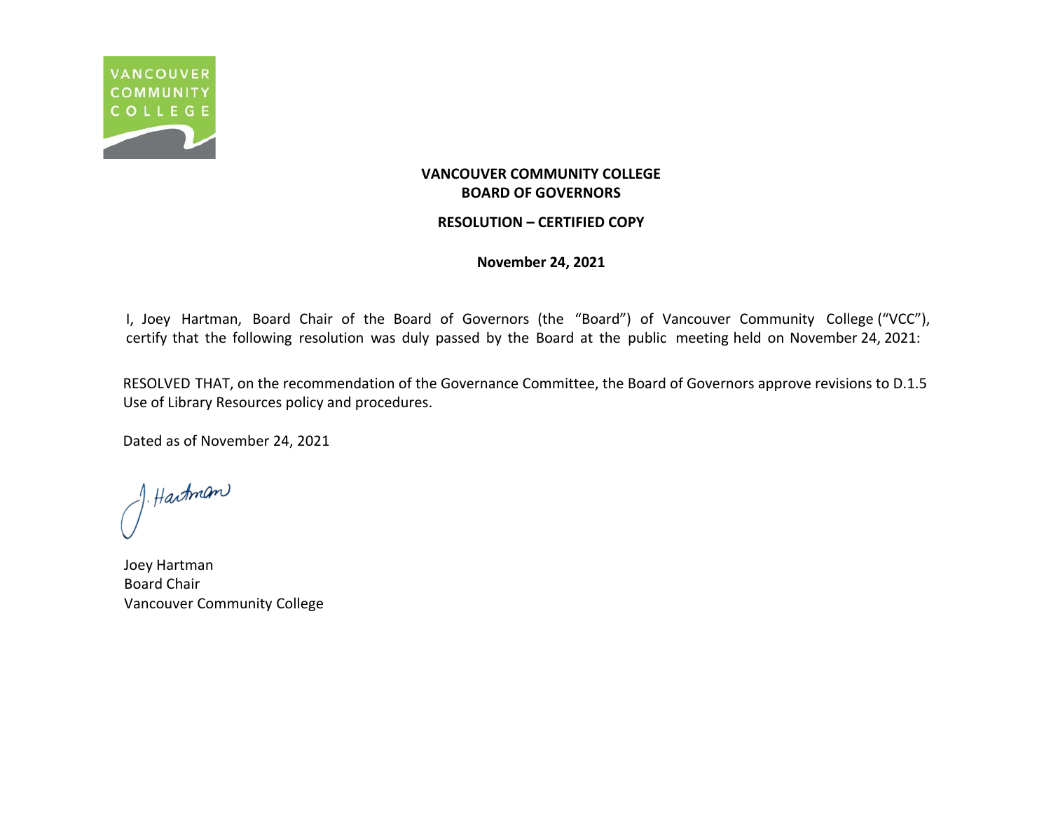**VANCOUVER COMMUNITY COLLEGE**
**BOARD OF GOVERNORS**

**RESOLUTION – CERTIFIED COPY**

**November 24, 2021**

I, Joey Hartman, Board Chair of the Board of Governors (the "Board") of Vancouver Community College ("VCC"), certify that the following resolution was duly passed by the Board at the public meeting held on November 24, 2021:

RESOLVED THAT, on the recommendation of the Governance Committee, the Board of Governors approve revisions to D.1.5 Use of Library Resources policy and procedures.

Dated as of November 24, 2021

J. Hartman

Joey Hartman
Board Chair
Vancouver Community College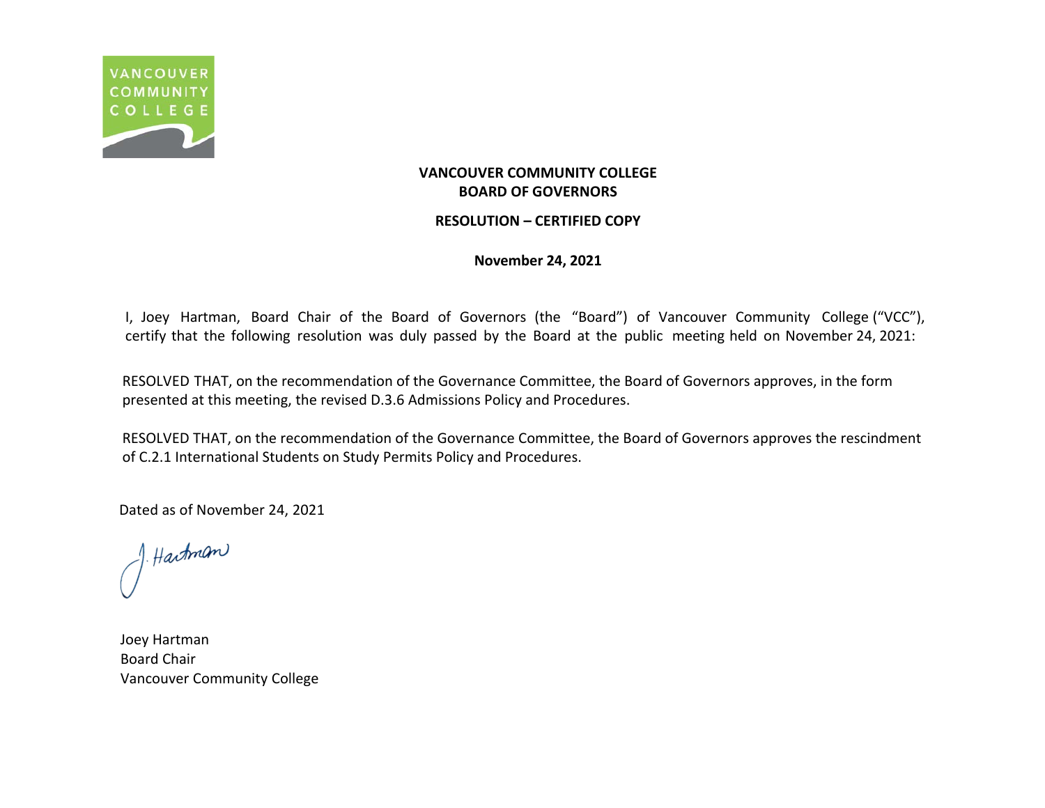**VANCOUVER COMMUNITY COLLEGE**
**BOARD OF GOVERNORS**

**RESOLUTION – CERTIFIED COPY**

**November 24, 2021**

I, Joey Hartman, Board Chair of the Board of Governors (the "Board") of Vancouver Community College ("VCC"), certify that the following resolution was duly passed by the Board at the public meeting held on November 24, 2021:

RESOLVED THAT, on the recommendation of the Governance Committee, the Board of Governors approves, in the form presented at this meeting, the revised D.3.6 Admissions Policy and Procedures.

RESOLVED THAT, on the recommendation of the Governance Committee, the Board of Governors approves the rescindment of C.2.1 International Students on Study Permits Policy and Procedures.

Dated as of November 24, 2021

J. Hartman

Joey Hartman
Board Chair
Vancouver Community College